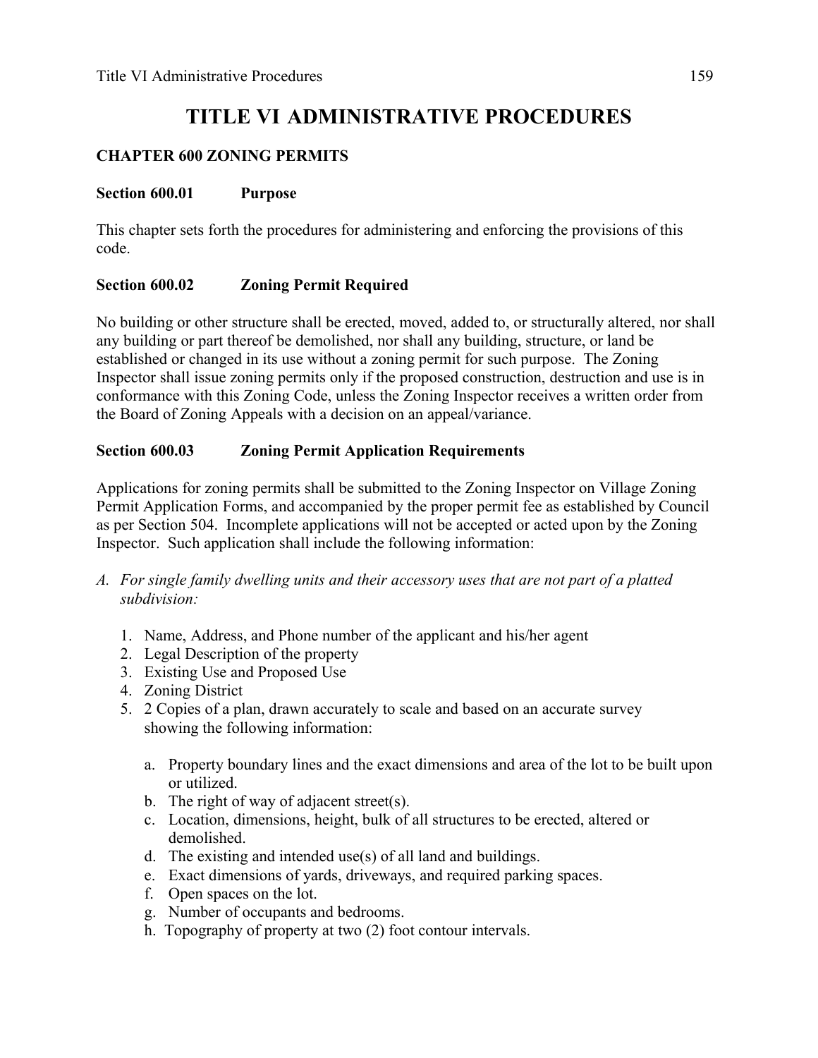# TITLE VI ADMINISTRATIVE PROCEDURES

## CHAPTER 600 ZONING PERMITS

### Section 600.01 Purpose

This chapter sets forth the procedures for administering and enforcing the provisions of this code.

### Section 600.02 Zoning Permit Required

No building or other structure shall be erected, moved, added to, or structurally altered, nor shall any building or part thereof be demolished, nor shall any building, structure, or land be established or changed in its use without a zoning permit for such purpose. The Zoning Inspector shall issue zoning permits only if the proposed construction, destruction and use is in conformance with this Zoning Code, unless the Zoning Inspector receives a written order from the Board of Zoning Appeals with a decision on an appeal/variance.

### Section 600.03 Zoning Permit Application Requirements

Applications for zoning permits shall be submitted to the Zoning Inspector on Village Zoning Permit Application Forms, and accompanied by the proper permit fee as established by Council as per Section 504. Incomplete applications will not be accepted or acted upon by the Zoning Inspector. Such application shall include the following information:

A. *For single family dwelling units and their accessory uses that are not part of a platted subdivision:*

   1. Name, Address, and Phone number of the applicant and his/her agent
   2. Legal Description of the property
   3. Existing Use and Proposed Use
   4. Zoning District
   5. 2 Copies of a plan, drawn accurately to scale and based on an accurate survey showing the following information:

      a. Property boundary lines and the exact dimensions and area of the lot to be built upon or utilized.
      b. The right of way of adjacent street(s).
      c. Location, dimensions, height, bulk of all structures to be erected, altered or demolished.
      d. The existing and intended use(s) of all land and buildings.
      e. Exact dimensions of yards, driveways, and required parking spaces.
      f. Open spaces on the lot.
      g. Number of occupants and bedrooms.
      h. Topography of property at two (2) foot contour intervals.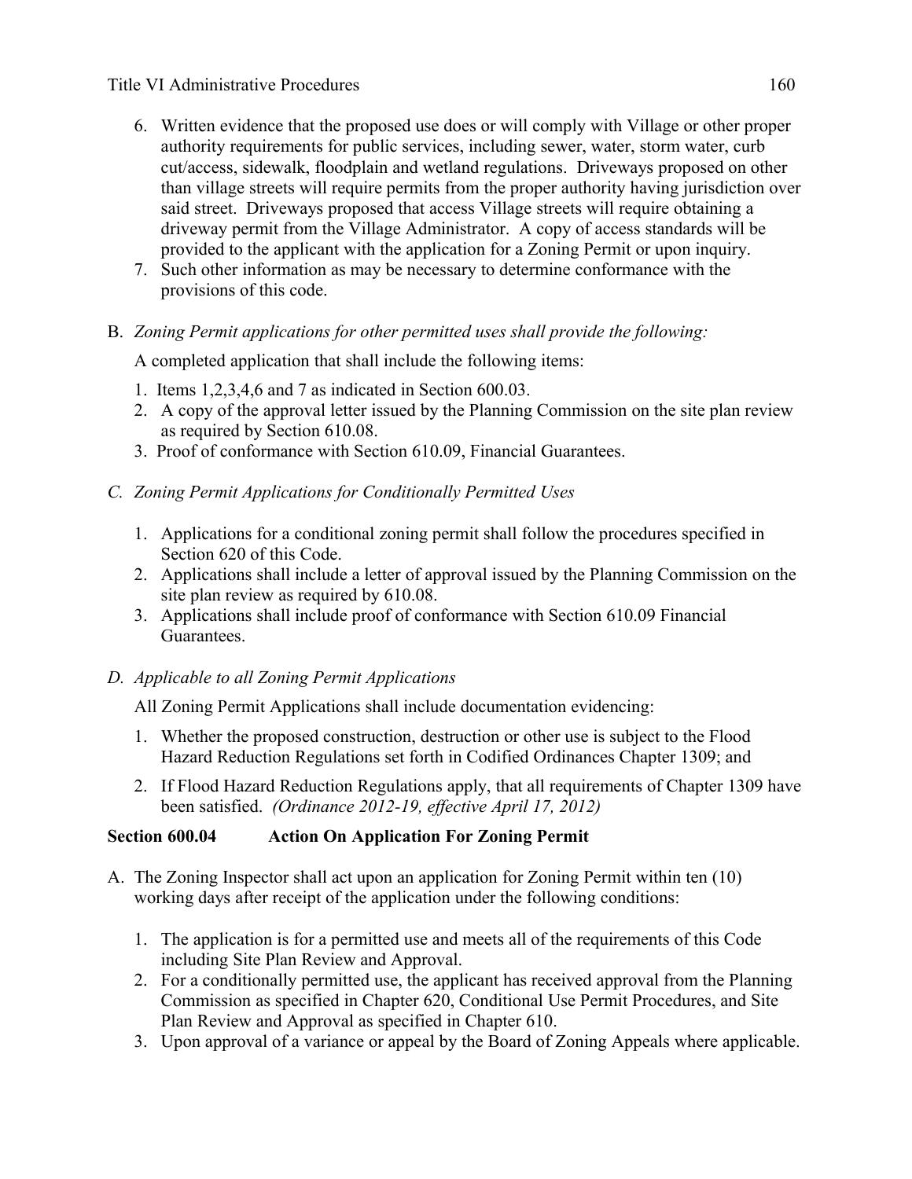6. Written evidence that the proposed use does or will comply with Village or other proper authority requirements for public services, including sewer, water, storm water, curb cut/access, sidewalk, floodplain and wetland regulations. Driveways proposed on other than village streets will require permits from the proper authority having jurisdiction over said street. Driveways proposed that access Village streets will require obtaining a driveway permit from the Village Administrator. A copy of access standards will be provided to the applicant with the application for a Zoning Permit or upon inquiry.
7. Such other information as may be necessary to determine conformance with the provisions of this code.

B. *Zoning Permit applications for other permitted uses shall provide the following:*

A completed application that shall include the following items:

1. Items 1,2,3,4,6 and 7 as indicated in Section 600.03.
2. A copy of the approval letter issued by the Planning Commission on the site plan review as required by Section 610.08.
3. Proof of conformance with Section 610.09, Financial Guarantees.

*C. Zoning Permit Applications for Conditionally Permitted Uses*

1. Applications for a conditional zoning permit shall follow the procedures specified in Section 620 of this Code.
2. Applications shall include a letter of approval issued by the Planning Commission on the site plan review as required by 610.08.
3. Applications shall include proof of conformance with Section 610.09 Financial Guarantees.

*D. Applicable to all Zoning Permit Applications*

All Zoning Permit Applications shall include documentation evidencing:

1. Whether the proposed construction, destruction or other use is subject to the Flood Hazard Reduction Regulations set forth in Codified Ordinances Chapter 1309; and
2. If Flood Hazard Reduction Regulations apply, that all requirements of Chapter 1309 have been satisfied. *(Ordinance 2012-19, effective April 17, 2012)*

**Section 600.04 Action On Application For Zoning Permit**

A. The Zoning Inspector shall act upon an application for Zoning Permit within ten (10) working days after receipt of the application under the following conditions:

1. The application is for a permitted use and meets all of the requirements of this Code including Site Plan Review and Approval.
2. For a conditionally permitted use, the applicant has received approval from the Planning Commission as specified in Chapter 620, Conditional Use Permit Procedures, and Site Plan Review and Approval as specified in Chapter 610.
3. Upon approval of a variance or appeal by the Board of Zoning Appeals where applicable.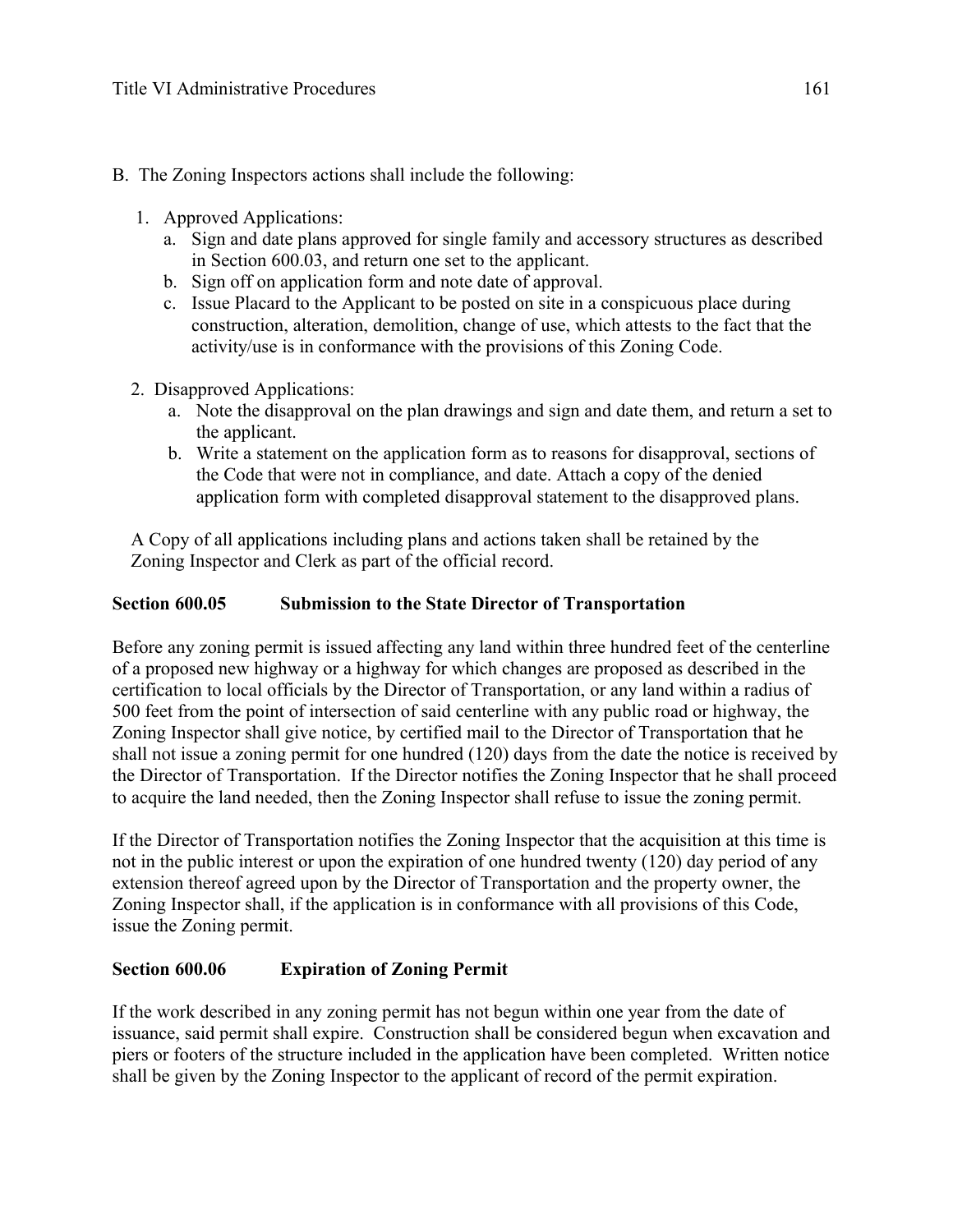B. The Zoning Inspectors actions shall include the following:

1. Approved Applications:
   a. Sign and date plans approved for single family and accessory structures as described in Section 600.03, and return one set to the applicant.
   b. Sign off on application form and note date of approval.
   c. Issue Placard to the Applicant to be posted on site in a conspicuous place during construction, alteration, demolition, change of use, which attests to the fact that the activity/use is in conformance with the provisions of this Zoning Code.

2. Disapproved Applications:
   a. Note the disapproval on the plan drawings and sign and date them, and return a set to the applicant.
   b. Write a statement on the application form as to reasons for disapproval, sections of the Code that were not in compliance, and date. Attach a copy of the denied application form with completed disapproval statement to the disapproved plans.

A Copy of all applications including plans and actions taken shall be retained by the Zoning Inspector and Clerk as part of the official record.

**Section 600.05 Submission to the State Director of Transportation**

Before any zoning permit is issued affecting any land within three hundred feet of the centerline of a proposed new highway or a highway for which changes are proposed as described in the certification to local officials by the Director of Transportation, or any land within a radius of 500 feet from the point of intersection of said centerline with any public road or highway, the Zoning Inspector shall give notice, by certified mail to the Director of Transportation that he shall not issue a zoning permit for one hundred (120) days from the date the notice is received by the Director of Transportation. If the Director notifies the Zoning Inspector that he shall proceed to acquire the land needed, then the Zoning Inspector shall refuse to issue the zoning permit.

If the Director of Transportation notifies the Zoning Inspector that the acquisition at this time is not in the public interest or upon the expiration of one hundred twenty (120) day period of any extension thereof agreed upon by the Director of Transportation and the property owner, the Zoning Inspector shall, if the application is in conformance with all provisions of this Code, issue the Zoning permit.

**Section 600.06 Expiration of Zoning Permit**

If the work described in any zoning permit has not begun within one year from the date of issuance, said permit shall expire. Construction shall be considered begun when excavation and piers or footers of the structure included in the application have been completed. Written notice shall be given by the Zoning Inspector to the applicant of record of the permit expiration.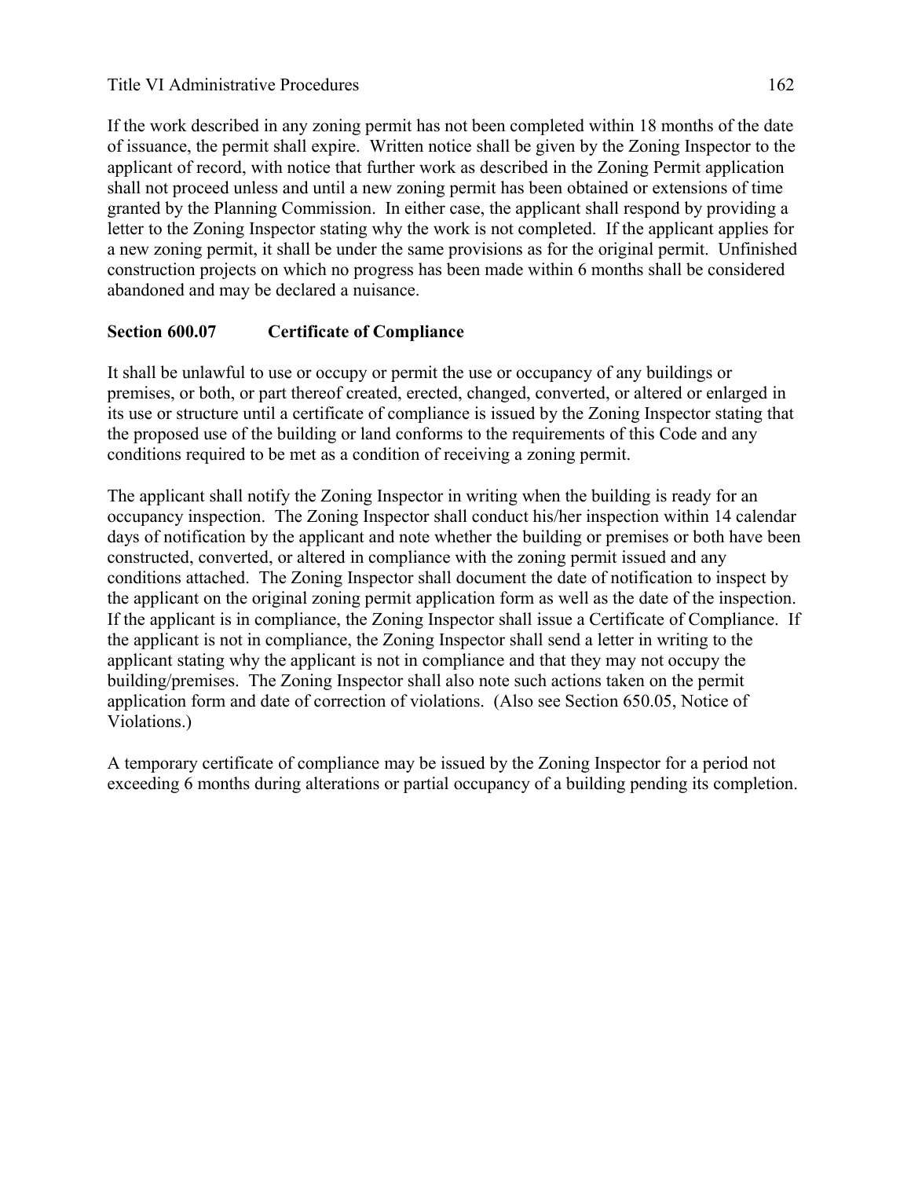If the work described in any zoning permit has not been completed within 18 months of the date of issuance, the permit shall expire. Written notice shall be given by the Zoning Inspector to the applicant of record, with notice that further work as described in the Zoning Permit application shall not proceed unless and until a new zoning permit has been obtained or extensions of time granted by the Planning Commission. In either case, the applicant shall respond by providing a letter to the Zoning Inspector stating why the work is not completed. If the applicant applies for a new zoning permit, it shall be under the same provisions as for the original permit. Unfinished construction projects on which no progress has been made within 6 months shall be considered abandoned and may be declared a nuisance.

### Section 600.07 Certificate of Compliance

It shall be unlawful to use or occupy or permit the use or occupancy of any buildings or premises, or both, or part thereof created, erected, changed, converted, or altered or enlarged in its use or structure until a certificate of compliance is issued by the Zoning Inspector stating that the proposed use of the building or land conforms to the requirements of this Code and any conditions required to be met as a condition of receiving a zoning permit.

The applicant shall notify the Zoning Inspector in writing when the building is ready for an occupancy inspection. The Zoning Inspector shall conduct his/her inspection within 14 calendar days of notification by the applicant and note whether the building or premises or both have been constructed, converted, or altered in compliance with the zoning permit issued and any conditions attached. The Zoning Inspector shall document the date of notification to inspect by the applicant on the original zoning permit application form as well as the date of the inspection. If the applicant is in compliance, the Zoning Inspector shall issue a Certificate of Compliance. If the applicant is not in compliance, the Zoning Inspector shall send a letter in writing to the applicant stating why the applicant is not in compliance and that they may not occupy the building/premises. The Zoning Inspector shall also note such actions taken on the permit application form and date of correction of violations. (Also see Section 650.05, Notice of Violations.)

A temporary certificate of compliance may be issued by the Zoning Inspector for a period not exceeding 6 months during alterations or partial occupancy of a building pending its completion.